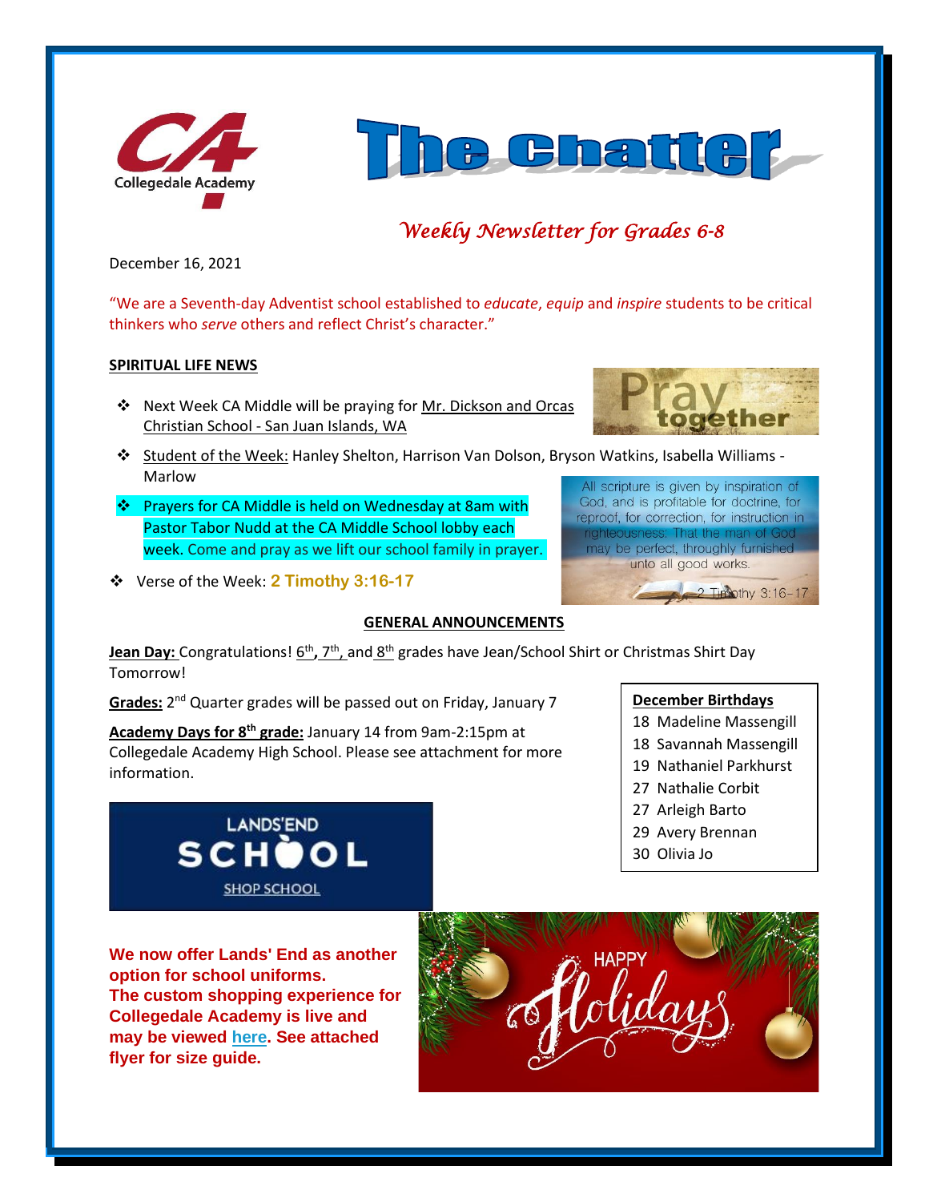# The Chatter

*Weekly Newsletter for Grades 6-8*

December 16, 2021

"We are a Seventh-day Adventist school established to *educate*, *equip* and *inspire* students to be critical thinkers who *serve* others and reflect Christ's character."

## SPIRITUAL LIFE NEWS

- Next Week CA Middle will be praying for Mr. Dickson and Orcas Christian School - San Juan Islands, WA
- Student of the Week: Hanley Shelton, Harrison Van Dolson, Bryson Watkins, Isabella Williams - Marlow
- Prayers for CA Middle is held on Wednesday at 8am with Pastor Tabor Nudd at the CA Middle School lobby each week. Come and pray as we lift our school family in prayer.
- Verse of the Week: **2 Timothy 3:16-17**

All scripture is given by inspiration of God, and is profitable for doctrine, for reproof, for correction, for instruction in righteousness: That the man of God may be perfect, throughly furnished unto all good works.
2 Timothy 3:16-17

## GENERAL ANNOUNCEMENTS

**Jean Day:** Congratulations! 6th, 7th, and 8th grades have Jean/School Shirt or Christmas Shirt Day Tomorrow!

**Grades:** 2nd Quarter grades will be passed out on Friday, January 7

**Academy Days for 8th grade:** January 14 from 9am-2:15pm at Collegedale Academy High School. Please see attachment for more information.

**December Birthdays**

- 18 Madeline Massengill
- 18 Savannah Massengill
- 19 Nathaniel Parkhurst
- 27 Nathalie Corbit
- 27 Arleigh Barto
- 29 Avery Brennan
- 30 Olivia Jo

LANDS'END SCHOOL
SHOP SCHOOL

**We now offer Lands' End as another option for school uniforms. The custom shopping experience for Collegedale Academy is live and may be viewed here. See attached flyer for size guide.**

HAPPY Holidays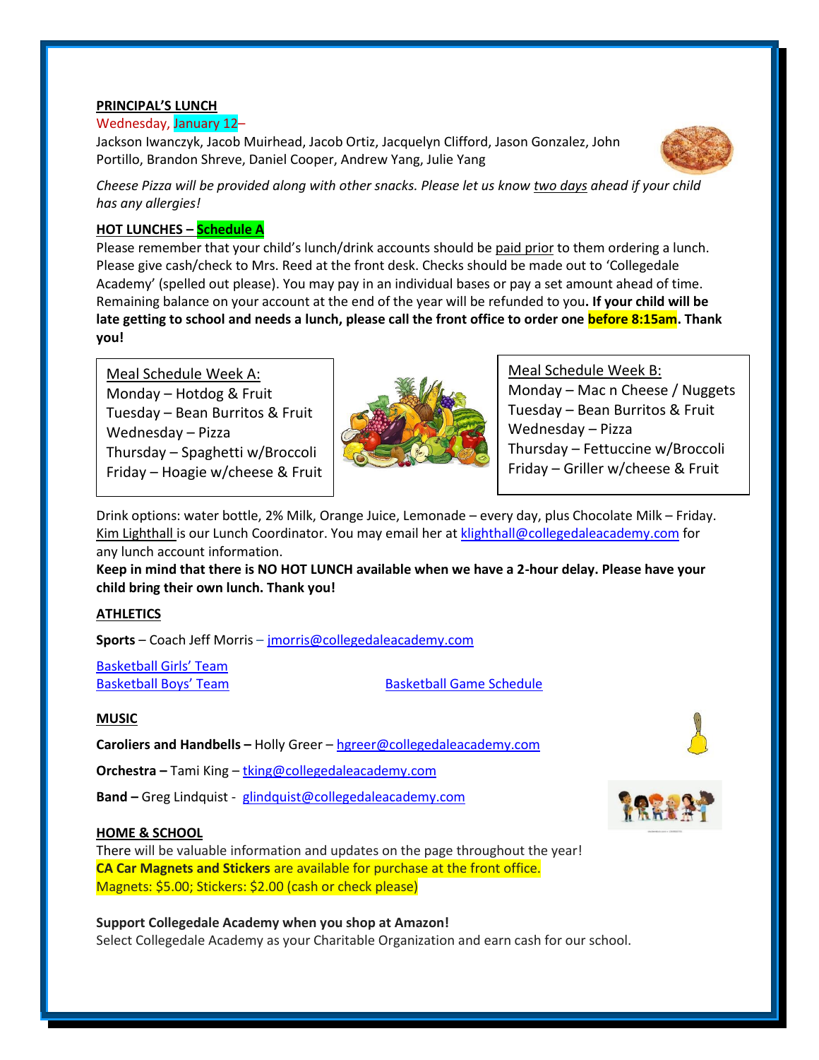## PRINCIPAL'S LUNCH

Wednesday, January 12–

Jackson Iwanczyk, Jacob Muirhead, Jacob Ortiz, Jacquelyn Clifford, Jason Gonzalez, John Portillo, Brandon Shreve, Daniel Cooper, Andrew Yang, Julie Yang

*Cheese Pizza will be provided along with other snacks. Please let us know two days ahead if your child has any allergies!*

## HOT LUNCHES – Schedule A

Please remember that your child's lunch/drink accounts should be paid prior to them ordering a lunch. Please give cash/check to Mrs. Reed at the front desk. Checks should be made out to 'Collegedale Academy' (spelled out please). You may pay in an individual bases or pay a set amount ahead of time. Remaining balance on your account at the end of the year will be refunded to you**. If your child will be late getting to school and needs a lunch, please call the front office to order one before 8:15am. Thank you!**

Meal Schedule Week A:
- Monday – Hotdog & Fruit
- Tuesday – Bean Burritos & Fruit
- Wednesday – Pizza
- Thursday – Spaghetti w/Broccoli
- Friday – Hoagie w/cheese & Fruit

Meal Schedule Week B:
- Monday – Mac n Cheese / Nuggets
- Tuesday – Bean Burritos & Fruit
- Wednesday – Pizza
- Thursday – Fettuccine w/Broccoli
- Friday – Griller w/cheese & Fruit

Drink options: water bottle, 2% Milk, Orange Juice, Lemonade – every day, plus Chocolate Milk – Friday. Kim Lighthall is our Lunch Coordinator. You may email her at klighthall@collegedaleacademy.com for any lunch account information.

**Keep in mind that there is NO HOT LUNCH available when we have a 2-hour delay. Please have your child bring their own lunch. Thank you!**

## ATHLETICS

**Sports** – Coach Jeff Morris – jmorris@collegedaleacademy.com

Basketball Girls' Team
Basketball Boys' Team

Basketball Game Schedule

## MUSIC

**Caroliers and Handbells –** Holly Greer – hgreer@collegedaleacademy.com

**Orchestra –** Tami King – tking@collegedaleacademy.com

**Band –** Greg Lindquist - glindquist@collegedaleacademy.com

## HOME & SCHOOL

There will be valuable information and updates on the page throughout the year!
**CA Car Magnets and Stickers** are available for purchase at the front office.
Magnets: $5.00; Stickers: $2.00 (cash or check please)

**Support Collegedale Academy when you shop at Amazon!**
Select Collegedale Academy as your Charitable Organization and earn cash for our school.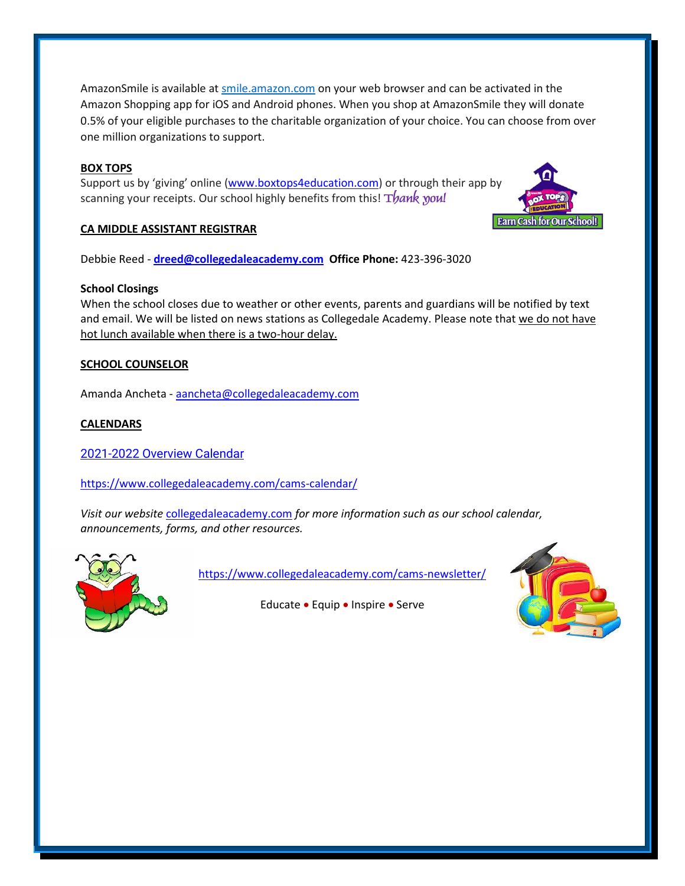AmazonSmile is available at smile.amazon.com on your web browser and can be activated in the Amazon Shopping app for iOS and Android phones. When you shop at AmazonSmile they will donate 0.5% of your eligible purchases to the charitable organization of your choice. You can choose from over one million organizations to support.

**BOX TOPS**

Support us by 'giving' online (www.boxtops4education.com) or through their app by scanning your receipts. Our school highly benefits from this! *Thank you!*

**CA MIDDLE ASSISTANT REGISTRAR**

Debbie Reed - **dreed@collegedaleacademy.com** **Office Phone:** 423-396-3020

**School Closings**

When the school closes due to weather or other events, parents and guardians will be notified by text and email. We will be listed on news stations as Collegedale Academy. Please note that we do not have hot lunch available when there is a two-hour delay.

**SCHOOL COUNSELOR**

Amanda Ancheta - aancheta@collegedaleacademy.com

**CALENDARS**

2021-2022 Overview Calendar

https://www.collegedaleacademy.com/cams-calendar/

*Visit our website* collegedaleacademy.com *for more information such as our school calendar, announcements, forms, and other resources.*

https://www.collegedaleacademy.com/cams-newsletter/

Educate • Equip • Inspire • Serve